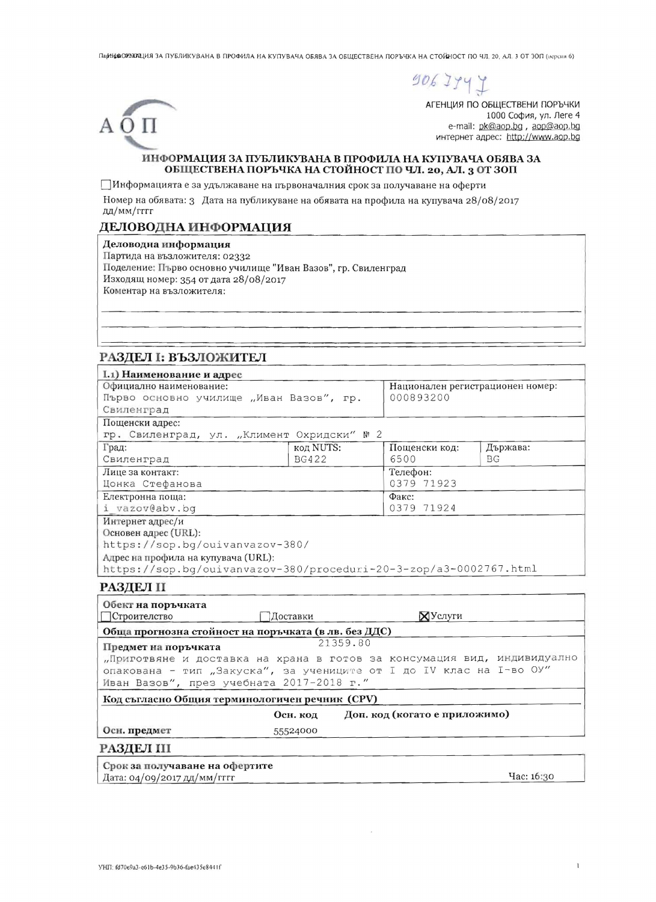906 7747

АГЕНЦИЯ ПО ОБЩЕСТВЕНИ ПОРЪЧКИ
1000 София, ул. Леге 4
e-mail: pk@aop.bg , aop@aop.bg
интернет адрес: http://www.aop.bg

# ИНФОРМАЦИЯ ЗА ПУБЛИКУВАНА В ПРОФИЛА НА КУПУВАЧА ОБЯВА ЗА ОБЩЕСТВЕНА ПОРЪЧКА НА СТОЙНОСТ ПО ЧЛ. 20, АЛ. 3 ОТ ЗОП

☐ Информацията е за удължаване на първоначалния срок за получаване на оферти

Номер на обявата: 3 Дата на публикуване на обявата на профила на купувача 28/08/2017 дд/мм/гггг

## ДЕЛОВОДНА ИНФОРМАЦИЯ

**Деловодна информация**
Партида на възложителя: 02332
Поделение: Първо основно училище "Иван Вазов", гр. Свиленград
Изходящ номер: 354 от дата 28/08/2017
Коментар на възложителя:

## РАЗДЕЛ I: ВЪЗЛОЖИТЕЛ

**I.1) Наименование и адрес**

| Официално наименование: Първо основно училище „Иван Вазов", гр. Свиленград | | Национален регистрационен номер: 000893200 | |
|---|---|---|---|
| Пощенски адрес: гр. Свиленград, ул. „Климент Охридски" № 2 | | | |
| Град: Свиленград | код NUTS: BG422 | Пощенски код: 6500 | Държава: BG |
| Лица за контакт: Цонка Стефанова | | Телефон: 0379 71923 | |
| Електронна поща: i_vazov@abv.bg | | Факс: 0379 71924 | |

Интернет адрес/и
Основен адрес (URL): https://sop.bg/ouivanvazov-380/
Адрес на профила на купувача (URL): https://sop.bg/ouivanvazov-380/proceduri-20-3-zop/a3-0002767.html

## РАЗДЕЛ II

**Обект на поръчката**
☐ Строителство ☐ Доставки ☒ Услуги

**Обща прогнозна стойност на поръчката (в лв. без ДДС)**
21359.80

**Предмет на поръчката**
„Приготвяне и доставка на храна в готов за консумация вид, индивидуално опакована - тип „Закуска", за учениците от I до IV клас на I-во ОУ" Иван Вазов", през учебната 2017-2018 г."

**Код съгласно Общия терминологичен речник (CPV)**

| | Осн. код | Доп. код (когато е приложимо) |
|---|---|---|
| **Осн. предмет** | 55524000 | |

## РАЗДЕЛ III

**Срок за получаване на офертите**
Дата: 04/09/2017 дд/мм/гггг Час: 16:30

УНП: fd70e9a3-e61b-4e35-9b36-fae435e8441f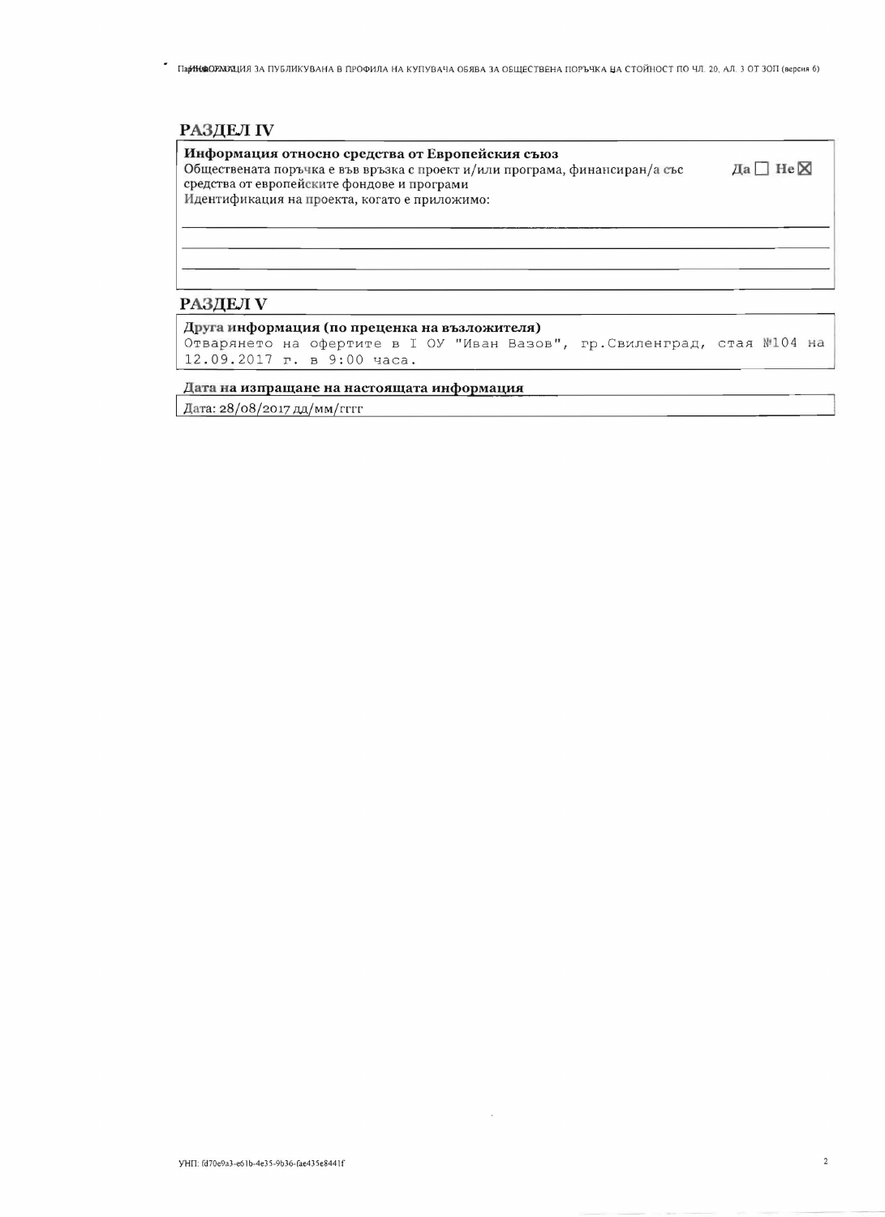## РАЗДЕЛ IV

**Информация относно средства от Европейския съюз**

Обществената поръчка е във връзка с проект и/или програма, финансиран/а със средства от европейските фондове и програми — Да ☐ Не ☒

Идентификация на проекта, когато е приложимо:

## РАЗДЕЛ V

**Друга информация (по преценка на възложителя)**

Отварянето на офертите в I ОУ "Иван Вазов", гр.Свиленград, стая №104 на 12.09.2017 г. в 9:00 часа.

**Дата на изпращане на настоящата информация**

Дата: 28/08/2017 дд/мм/гггг

УНП: fd70e9a3-e61b-4e35-9b36-fae435e8441f